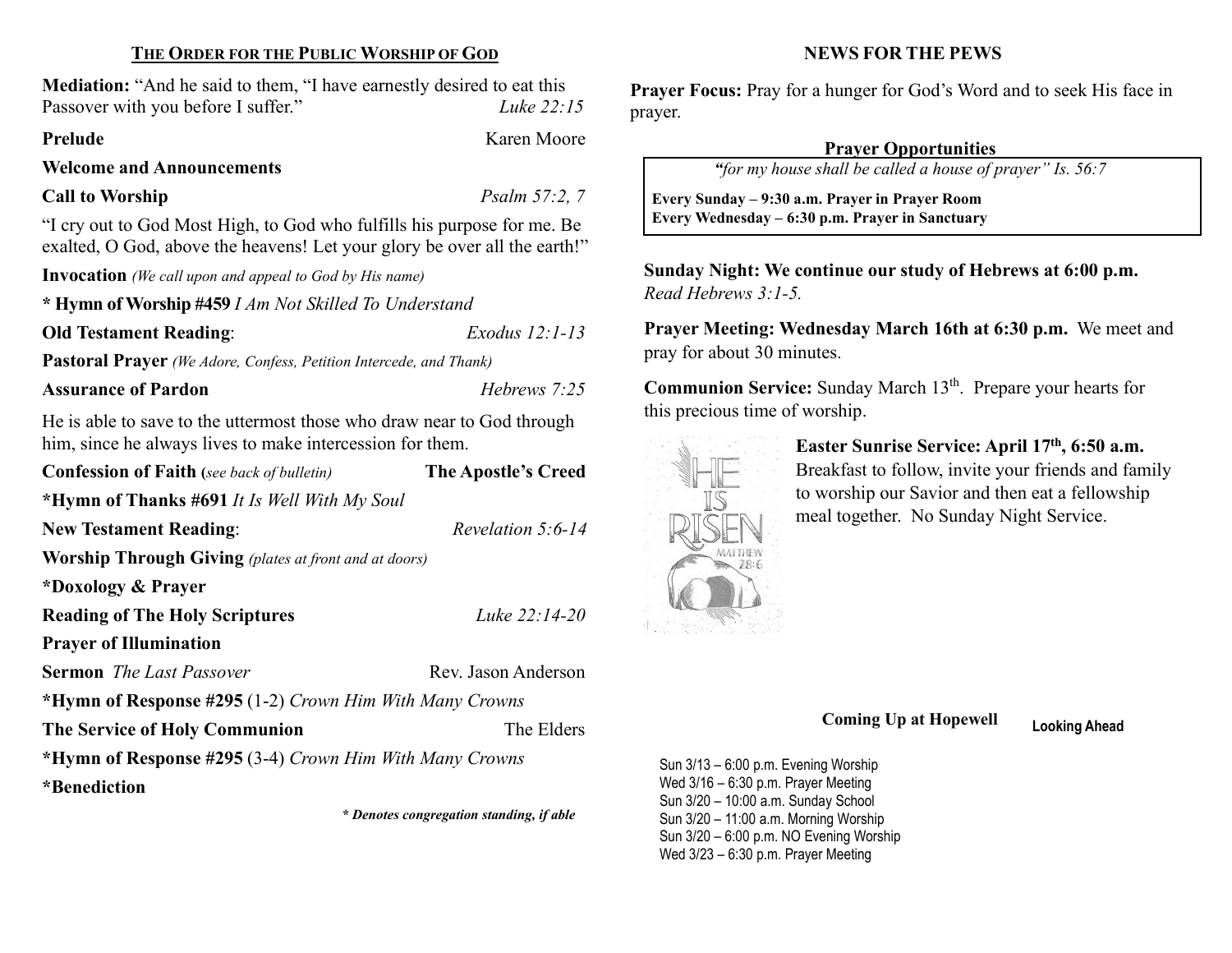## THE ORDER FOR THE PUBLIC WORSHIP OF GOD

**Mediation:** "And he said to them, "I have earnestly desired to eat this Passover with you before I suffer." *Luke 22:15*

**Prelude** Karen Moore

**Welcome and Announcements**

**Call to Worship** *Psalm 57:2, 7*

"I cry out to God Most High, to God who fulfills his purpose for me. Be exalted, O God, above the heavens! Let your glory be over all the earth!"

**Invocation** *(We call upon and appeal to God by His name)*

**\* Hymn of Worship #459** *I Am Not Skilled To Understand*

**Old Testament Reading**: *Exodus 12:1-13*

**Pastoral Prayer** *(We Adore, Confess, Petition Intercede, and Thank)*

**Assurance of Pardon** *Hebrews 7:25*

He is able to save to the uttermost those who draw near to God through him, since he always lives to make intercession for them.

**Confession of Faith** *(see back of bulletin)* **The Apostle's Creed**

**\*Hymn of Thanks #691** *It Is Well With My Soul*

**New Testament Reading**: *Revelation 5:6-14*

**Worship Through Giving** *(plates at front and at doors)*

**\*Doxology & Prayer**

**Reading of The Holy Scriptures** *Luke 22:14-20*

**Prayer of Illumination**

**Sermon** *The Last Passover* Rev. Jason Anderson

**\*Hymn of Response #295** (1-2) *Crown Him With Many Crowns*

**The Service of Holy Communion** The Elders

**\*Hymn of Response #295** (3-4) *Crown Him With Many Crowns*

**\*Benediction**

***\* Denotes congregation standing, if able***

## NEWS FOR THE PEWS

**Prayer Focus:** Pray for a hunger for God's Word and to seek His face in prayer.

**Prayer Opportunities**

*"for my house shall be called a house of prayer" Is. 56:7*

**Every Sunday – 9:30 a.m. Prayer in Prayer Room**
**Every Wednesday – 6:30 p.m. Prayer in Sanctuary**

**Sunday Night: We continue our study of Hebrews at 6:00 p.m.** *Read Hebrews 3:1-5.*

**Prayer Meeting: Wednesday March 16th at 6:30 p.m.** We meet and pray for about 30 minutes.

**Communion Service:** Sunday March 13th. Prepare your hearts for this precious time of worship.

**Easter Sunrise Service: April 17th, 6:50 a.m.** Breakfast to follow, invite your friends and family to worship our Savior and then eat a fellowship meal together. No Sunday Night Service.

**Coming Up at Hopewell** **Looking Ahead**

Sun 3/13 – 6:00 p.m. Evening Worship
Wed 3/16 – 6:30 p.m. Prayer Meeting
Sun 3/20 – 10:00 a.m. Sunday School
Sun 3/20 – 11:00 a.m. Morning Worship
Sun 3/20 – 6:00 p.m. NO Evening Worship
Wed 3/23 – 6:30 p.m. Prayer Meeting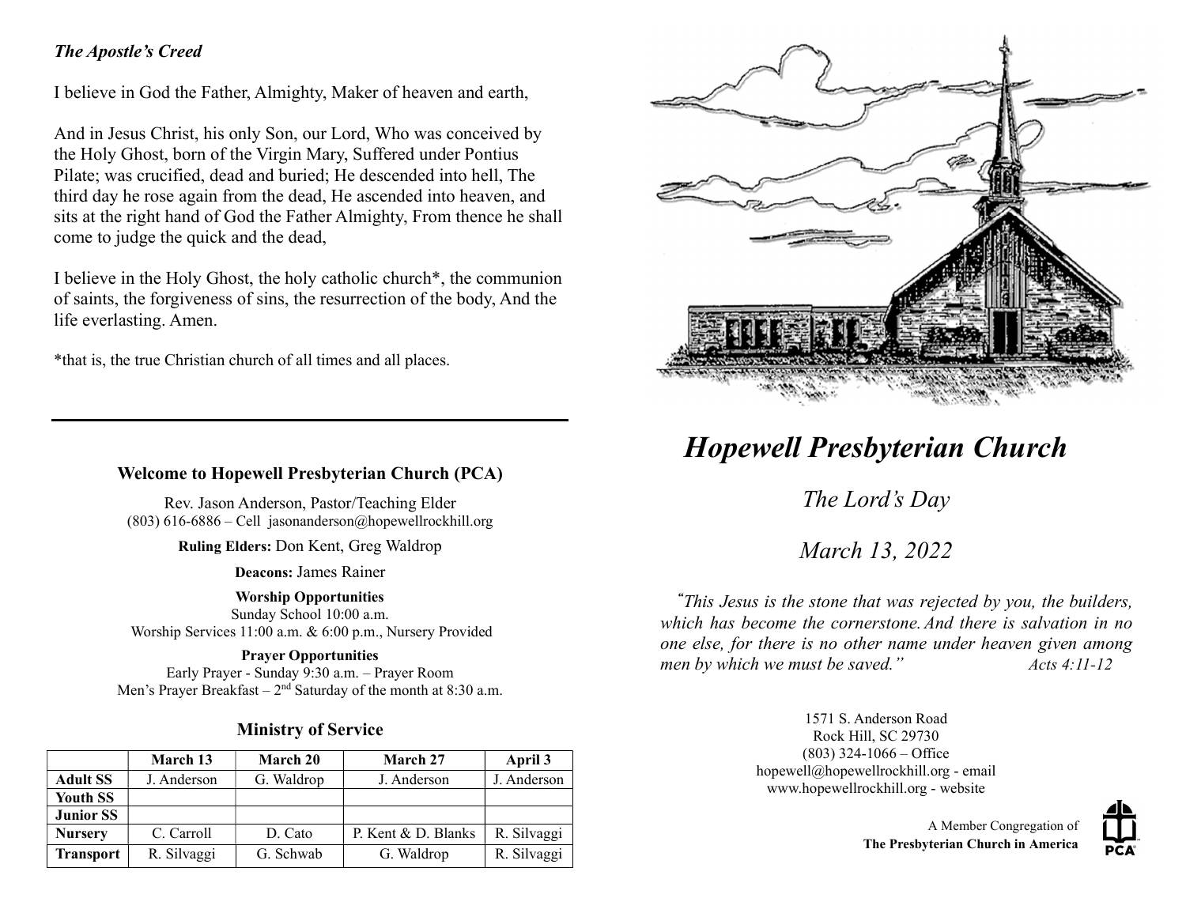***The Apostle's Creed***

I believe in God the Father, Almighty, Maker of heaven and earth,

And in Jesus Christ, his only Son, our Lord, Who was conceived by the Holy Ghost, born of the Virgin Mary, Suffered under Pontius Pilate; was crucified, dead and buried; He descended into hell, The third day he rose again from the dead, He ascended into heaven, and sits at the right hand of God the Father Almighty, From thence he shall come to judge the quick and the dead,

I believe in the Holy Ghost, the holy catholic church*, the communion of saints, the forgiveness of sins, the resurrection of the body, And the life everlasting. Amen.

*that is, the true Christian church of all times and all places.

---

### Welcome to Hopewell Presbyterian Church (PCA)

Rev. Jason Anderson, Pastor/Teaching Elder
(803) 616-6886 – Cell jasonanderson@hopewellrockhill.org

**Ruling Elders:** Don Kent, Greg Waldrop

**Deacons:** James Rainer

**Worship Opportunities**
Sunday School 10:00 a.m.
Worship Services 11:00 a.m. & 6:00 p.m., Nursery Provided

**Prayer Opportunities**
Early Prayer - Sunday 9:30 a.m. – Prayer Room
Men's Prayer Breakfast – 2nd Saturday of the month at 8:30 a.m.

### Ministry of Service

| | March 13 | March 20 | March 27 | April 3 |
|---|---|---|---|---|
| **Adult SS** | J. Anderson | G. Waldrop | J. Anderson | J. Anderson |
| **Youth SS** | | | | |
| **Junior SS** | | | | |
| **Nursery** | C. Carroll | D. Cato | P. Kent & D. Blanks | R. Silvaggi |
| **Transport** | R. Silvaggi | G. Schwab | G. Waldrop | R. Silvaggi |

# *Hopewell Presbyterian Church*

*The Lord's Day*

*March 13, 2022*

*"This Jesus is the stone that was rejected by you, the builders, which has become the cornerstone. And there is salvation in no one else, for there is no other name under heaven given among men by which we must be saved."* *Acts 4:11-12*

1571 S. Anderson Road
Rock Hill, SC 29730
(803) 324-1066 – Office
hopewell@hopewellrockhill.org - email
www.hopewellrockhill.org - website

A Member Congregation of
**The Presbyterian Church in America**